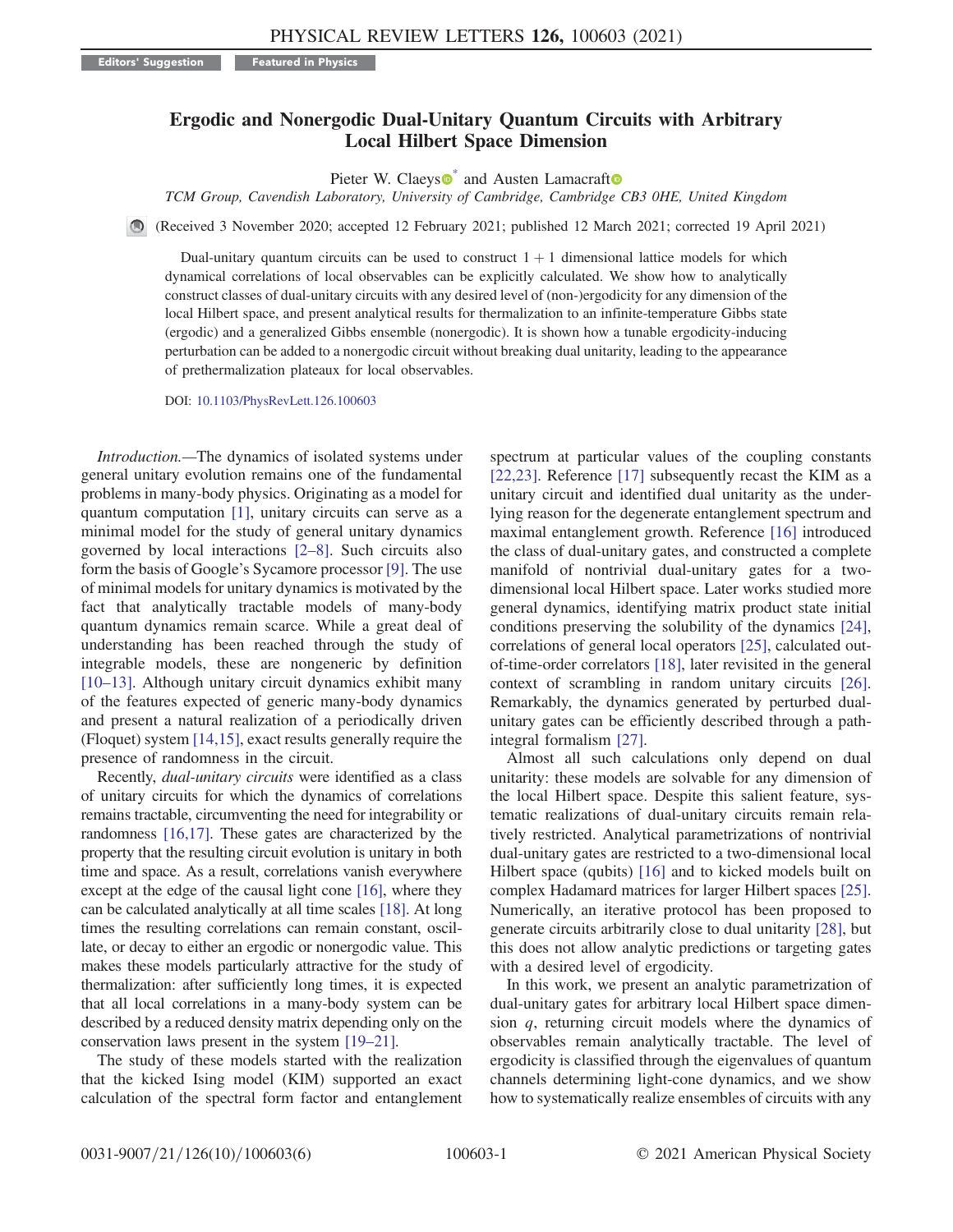Editors' Suggestion | Featured in Physics

# Ergodic and Nonergodic Dual-Unitary Quantum Circuits with Arbitrary Local Hilbert Space Dimension

Pieter W. Claeys* and Austen Lamacraft

*TCM Group, Cavendish Laboratory, University of Cambridge, Cambridge CB3 0HE, United Kingdom*

(Received 3 November 2020; accepted 12 February 2021; published 12 March 2021; corrected 19 April 2021)

Dual-unitary quantum circuits can be used to construct $1 + 1$ dimensional lattice models for which dynamical correlations of local observables can be explicitly calculated. We show how to analytically construct classes of dual-unitary circuits with any desired level of (non-)ergodicity for any dimension of the local Hilbert space, and present analytical results for thermalization to an infinite-temperature Gibbs state (ergodic) and a generalized Gibbs ensemble (nonergodic). It is shown how a tunable ergodicity-inducing perturbation can be added to a nonergodic circuit without breaking dual unitarity, leading to the appearance of prethermalization plateaus for local observables.

DOI: 10.1103/PhysRevLett.126.100603

*Introduction.*—The dynamics of isolated systems under general unitary evolution remains one of the fundamental problems in many-body physics. Originating as a model for quantum computation [1], unitary circuits can serve as a minimal model for the study of general unitary dynamics governed by local interactions [2–8]. Such circuits also form the basis of Google's Sycamore processor [9]. The use of minimal models for unitary dynamics is motivated by the fact that analytically tractable models of many-body quantum dynamics remain scarce. While a great deal of understanding has been reached through the study of integrable models, these are nongeneric by definition [10–13]. Although unitary circuit dynamics exhibit many of the features expected of generic many-body dynamics and present a natural realization of a periodically driven (Floquet) system [14,15], exact results generally require the presence of randomness in the circuit.

Recently, *dual-unitary circuits* were identified as a class of unitary circuits for which the dynamics of correlations remains tractable, circumventing the need for integrability or randomness [16,17]. These gates are characterized by the property that the resulting circuit evolution is unitary in both time and space. As a result, correlations vanish everywhere except at the edge of the causal light cone [16], where they can be calculated analytically at all time scales [18]. At long times the resulting correlations can remain constant, oscillate, or decay to either an ergodic or nonergodic value. This makes these models particularly attractive for the study of thermalization: after sufficiently long times, it is expected that all local correlations in a many-body system can be described by a reduced density matrix depending only on the conservation laws present in the system [19–21].

The study of these models started with the realization that the kicked Ising model (KIM) supported an exact calculation of the spectral form factor and entanglement spectrum at particular values of the coupling constants [22,23]. Reference [17] subsequently recast the KIM as a unitary circuit and identified dual unitarity as the underlying reason for the degenerate entanglement spectrum and maximal entanglement growth. Reference [16] introduced the class of dual-unitary gates, and constructed a complete manifold of nontrivial dual-unitary gates for a two-dimensional local Hilbert space. Later works studied more general dynamics, identifying matrix product state initial conditions preserving the solubility of the dynamics [24], correlations of general local operators [25], calculated out-of-time-order correlators [18], later revisited in the general context of scrambling in random unitary circuits [26]. Remarkably, the dynamics generated by perturbed dual-unitary gates can be efficiently described through a path-integral formalism [27].

Almost all such calculations only depend on dual unitarity: these models are solvable for any dimension of the local Hilbert space. Despite this salient feature, systematic realizations of dual-unitary circuits remain relatively restricted. Analytical parametrizations of nontrivial dual-unitary gates are restricted to a two-dimensional local Hilbert space (qubits) [16] and to kicked models built on complex Hadamard matrices for larger Hilbert spaces [25]. Numerically, an iterative protocol has been proposed to generate circuits arbitrarily close to dual unitarity [28], but this does not allow analytic predictions or targeting gates with a desired level of ergodicity.

In this work, we present an analytic parametrization of dual-unitary gates for arbitrary local Hilbert space dimension $q$, returning circuit models where the dynamics of observables remain analytically tractable. The level of ergodicity is classified through the eigenvalues of quantum channels determining light-cone dynamics, and we show how to systematically realize ensembles of circuits with any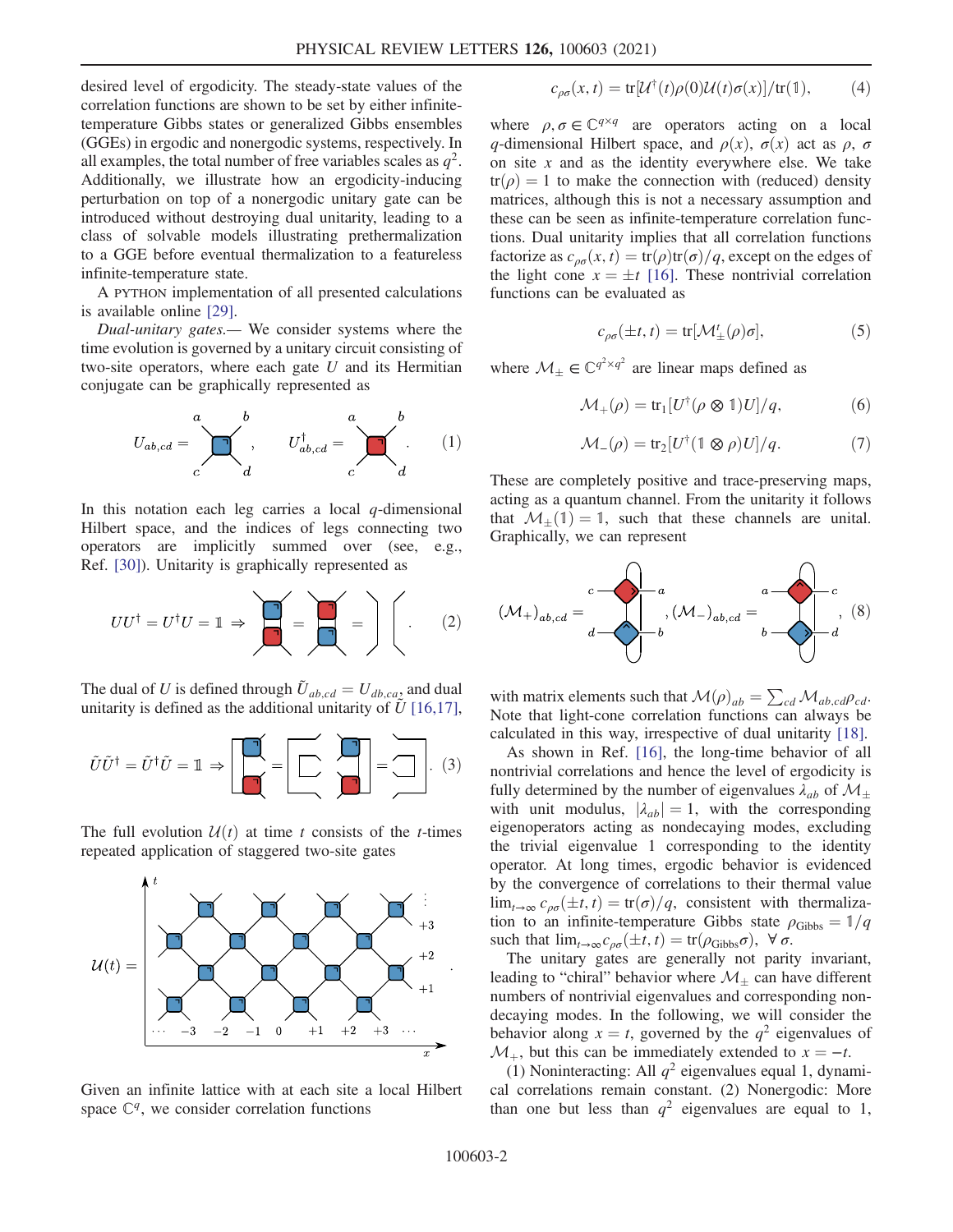desired level of ergodicity. The steady-state values of the correlation functions are shown to be set by either infinite-temperature Gibbs states or generalized Gibbs ensembles (GGEs) in ergodic and nonergodic systems, respectively. In all examples, the total number of free variables scales as $q^2$. Additionally, we illustrate how an ergodicity-inducing perturbation on top of a nonergodic unitary gate can be introduced without destroying dual unitarity, leading to a class of solvable models illustrating prethermalization to a GGE before eventual thermalization to a featureless infinite-temperature state.

A PYTHON implementation of all presented calculations is available online [29].

*Dual-unitary gates.*— We consider systems where the time evolution is governed by a unitary circuit consisting of two-site operators, where each gate $U$ and its Hermitian conjugate can be graphically represented as

$$U_{ab,cd} = \quad , \qquad U^{\dagger}_{ab,cd} = \quad . \tag{1}$$

In this notation each leg carries a local $q$-dimensional Hilbert space, and the indices of legs connecting two operators are implicitly summed over (see, e.g., Ref. [30]). Unitarity is graphically represented as

$$UU^{\dagger} = U^{\dagger}U = \mathbb{1} \Rightarrow \tag{2}$$

The dual of $U$ is defined through $\tilde{U}_{ab,cd} = U_{db,ca}$, and dual unitarity is defined as the additional unitarity of $\tilde{U}$ [16,17],

$$\tilde{U}\tilde{U}^{\dagger} = \tilde{U}^{\dagger}\tilde{U} = \mathbb{1} \Rightarrow \tag{3}$$

The full evolution $\mathcal{U}(t)$ at time $t$ consists of the $t$-times repeated application of staggered two-site gates

$$\mathcal{U}(t) = \quad .$$

Given an infinite lattice with at each site a local Hilbert space $\mathbb{C}^q$, we consider correlation functions

$$c_{\rho\sigma}(x,t) = \mathrm{tr}[\mathcal{U}^{\dagger}(t)\rho(0)\mathcal{U}(t)\sigma(x)]/\mathrm{tr}(\mathbb{1}), \tag{4}$$

where $\rho, \sigma \in \mathbb{C}^{q\times q}$ are operators acting on a local $q$-dimensional Hilbert space, and $\rho(x)$, $\sigma(x)$ act as $\rho$, $\sigma$ on site $x$ and as the identity everywhere else. We take $\mathrm{tr}(\rho) = 1$ to make the connection with (reduced) density matrices, although this is not a necessary assumption and these can be seen as infinite-temperature correlation functions. Dual unitarity implies that all correlation functions factorize as $c_{\rho\sigma}(x,t) = \mathrm{tr}(\rho)\mathrm{tr}(\sigma)/q$, except on the edges of the light cone $x = \pm t$ [16]. These nontrivial correlation functions can be evaluated as

$$c_{\rho\sigma}(\pm t, t) = \mathrm{tr}[\mathcal{M}_{\pm}^{t}(\rho)\sigma], \tag{5}$$

where $\mathcal{M}_{\pm} \in \mathbb{C}^{q^2\times q^2}$ are linear maps defined as

$$\mathcal{M}_{+}(\rho) = \mathrm{tr}_1[U^{\dagger}(\rho\otimes\mathbb{1})U]/q, \tag{6}$$

$$\mathcal{M}_{-}(\rho) = \mathrm{tr}_2[U^{\dagger}(\mathbb{1}\otimes\rho)U]/q. \tag{7}$$

These are completely positive and trace-preserving maps, acting as a quantum channel. From the unitarity it follows that $\mathcal{M}_{\pm}(\mathbb{1}) = \mathbb{1}$, such that these channels are unital. Graphically, we can represent

$$(\mathcal{M}_{+})_{ab,cd} = \quad , (\mathcal{M}_{-})_{ab,cd} = \quad , \tag{8}$$

with matrix elements such that $\mathcal{M}(\rho)_{ab} = \sum_{cd}\mathcal{M}_{ab,cd}\rho_{cd}$. Note that light-cone correlation functions can always be calculated in this way, irrespective of dual unitarity [18].

As shown in Ref. [16], the long-time behavior of all nontrivial correlations and hence the level of ergodicity is fully determined by the number of eigenvalues $\lambda_{ab}$ of $\mathcal{M}_{\pm}$ with unit modulus, $|\lambda_{ab}| = 1$, with the corresponding eigenoperators acting as nondecaying modes, excluding the trivial eigenvalue 1 corresponding to the identity operator. At long times, ergodic behavior is evidenced by the convergence of correlations to their thermal value $\lim_{t\to\infty} c_{\rho\sigma}(\pm t, t) = \mathrm{tr}(\sigma)/q$, consistent with thermalization to an infinite-temperature Gibbs state $\rho_{\mathrm{Gibbs}} = \mathbb{1}/q$ such that $\lim_{t\to\infty} c_{\rho\sigma}(\pm t, t) = \mathrm{tr}(\rho_{\mathrm{Gibbs}}\sigma)$, $\forall\,\sigma$.

The unitary gates are generally not parity invariant, leading to "chiral" behavior where $\mathcal{M}_{\pm}$ can have different numbers of nontrivial eigenvalues and corresponding nondecaying modes. In the following, we will consider the behavior along $x = t$, governed by the $q^2$ eigenvalues of $\mathcal{M}_{+}$, but this can be immediately extended to $x = -t$.

(1) Noninteracting: All $q^2$ eigenvalues equal 1, dynamical correlations remain constant. (2) Nonergodic: More than one but less than $q^2$ eigenvalues are equal to 1,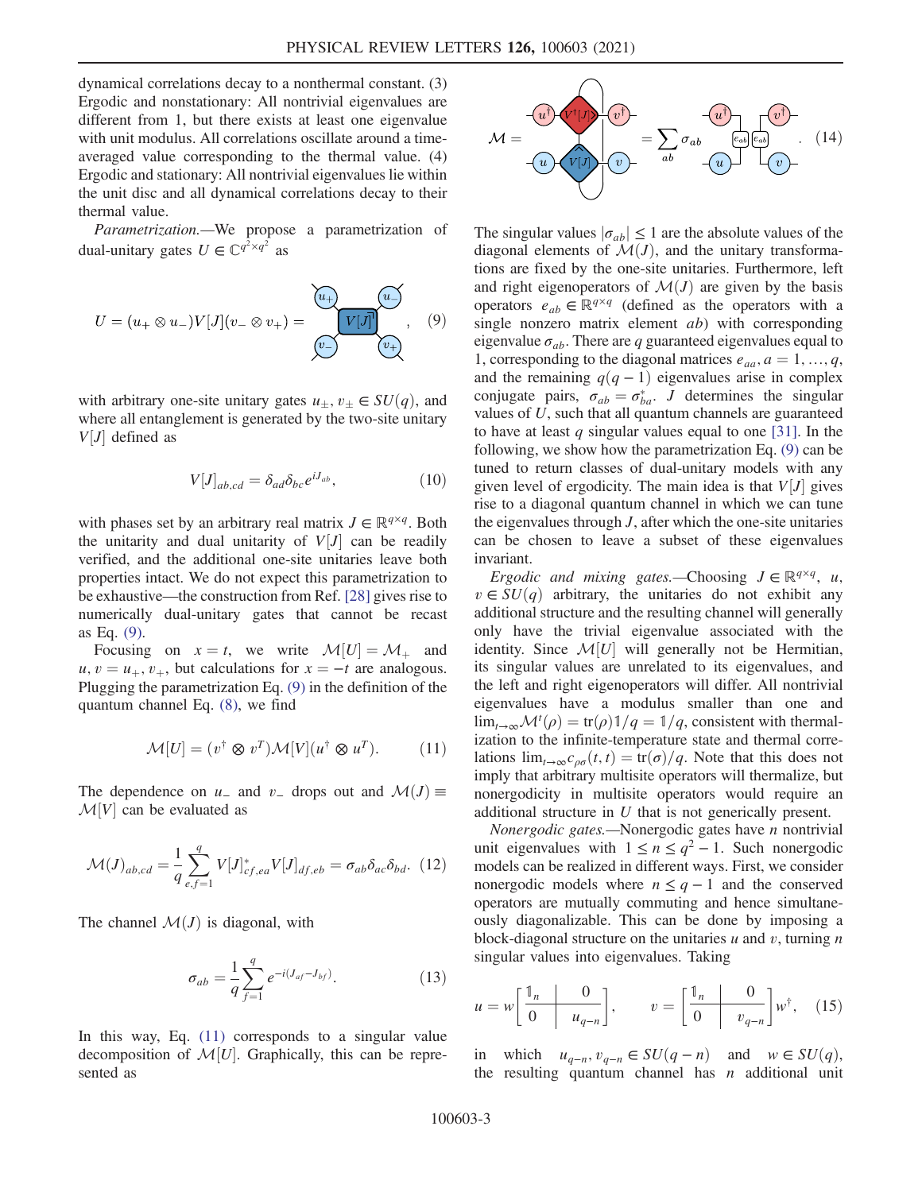dynamical correlations decay to a nonthermal constant. (3) Ergodic and nonstationary: All nontrivial eigenvalues are different from 1, but there exists at least one eigenvalue with unit modulus. All correlations oscillate around a time-averaged value corresponding to the thermal value. (4) Ergodic and stationary: All nontrivial eigenvalues lie within the unit disc and all dynamical correlations decay to their thermal value.

*Parametrization.*—We propose a parametrization of dual-unitary gates $U \in \mathbb{C}^{q^2 \times q^2}$ as

$$U = (u_+ \otimes u_-) V[J] (v_- \otimes v_+) = \text{[diagram]}, \quad (9)$$

with arbitrary one-site unitary gates $u_\pm, v_\pm \in SU(q)$, and where all entanglement is generated by the two-site unitary $V[J]$ defined as

$$V[J]_{ab,cd} = \delta_{ad}\delta_{bc} e^{iJ_{ab}}, \quad (10)$$

with phases set by an arbitrary real matrix $J \in \mathbb{R}^{q \times q}$. Both the unitarity and dual unitarity of $V[J]$ can be readily verified, and the additional one-site unitaries leave both properties intact. We do not expect this parametrization to be exhaustive—the construction from Ref. [28] gives rise to numerically dual-unitary gates that cannot be recast as Eq. (9).

Focusing on $x = t$, we write $\mathcal{M}[U] = \mathcal{M}_+$ and $u, v = u_+, v_+$, but calculations for $x = -t$ are analogous. Plugging the parametrization Eq. (9) in the definition of the quantum channel Eq. (8), we find

$$\mathcal{M}[U] = (v^\dagger \otimes v^T) \mathcal{M}[V] (u^\dagger \otimes u^T). \quad (11)$$

The dependence on $u_-$ and $v_-$ drops out and $\mathcal{M}(J) \equiv \mathcal{M}[V]$ can be evaluated as

$$\mathcal{M}(J)_{ab,cd} = \frac{1}{q} \sum_{e,f=1}^{q} V[J]^*_{cf,ea} V[J]_{df,eb} = \sigma_{ab}\delta_{ac}\delta_{bd}. \quad (12)$$

The channel $\mathcal{M}(J)$ is diagonal, with

$$\sigma_{ab} = \frac{1}{q} \sum_{f=1}^{q} e^{-i(J_{af} - J_{bf})}. \quad (13)$$

In this way, Eq. (11) corresponds to a singular value decomposition of $\mathcal{M}[U]$. Graphically, this can be represented as

$$\mathcal{M} = \text{[diagram]} = \sum_{ab} \sigma_{ab} \, \text{[diagram]} . \quad (14)$$

The singular values $|\sigma_{ab}| \leq 1$ are the absolute values of the diagonal elements of $\mathcal{M}(J)$, and the unitary transformations are fixed by the one-site unitaries. Furthermore, left and right eigenoperators of $\mathcal{M}(J)$ are given by the basis operators $e_{ab} \in \mathbb{R}^{q \times q}$ (defined as the operators with a single nonzero matrix element $ab$) with corresponding eigenvalue $\sigma_{ab}$. There are $q$ guaranteed eigenvalues equal to 1, corresponding to the diagonal matrices $e_{aa}, a = 1, \ldots, q$, and the remaining $q(q-1)$ eigenvalues arise in complex conjugate pairs, $\sigma_{ab} = \sigma^*_{ba}$. $J$ determines the singular values of $U$, such that all quantum channels are guaranteed to have at least $q$ singular values equal to one [31]. In the following, we show how the parametrization Eq. (9) can be tuned to return classes of dual-unitary models with any given level of ergodicity. The main idea is that $V[J]$ gives rise to a diagonal quantum channel in which we can tune the eigenvalues through $J$, after which the one-site unitaries can be chosen to leave a subset of these eigenvalues invariant.

*Ergodic and mixing gates.*—Choosing $J \in \mathbb{R}^{q \times q}$, $u$, $v \in SU(q)$ arbitrary, the unitaries do not exhibit any additional structure and the resulting channel will generally only have the trivial eigenvalue associated with the identity. Since $\mathcal{M}[U]$ will generally not be Hermitian, its singular values are unrelated to its eigenvalues, and the left and right eigenoperators will differ. All nontrivial eigenvalues have a modulus smaller than one and $\lim_{t \to \infty} \mathcal{M}^t(\rho) = \mathrm{tr}(\rho)\mathbb{1}/q = \mathbb{1}/q$, consistent with thermalization to the infinite-temperature state and thermal correlations $\lim_{t \to \infty} c_{\rho\sigma}(t,t) = \mathrm{tr}(\sigma)/q$. Note that this does not imply that arbitrary multisite operators will thermalize, but nonergodicity in multisite operators would require an additional structure in $U$ that is not generically present.

*Nonergodic gates.*—Nonergodic gates have $n$ nontrivial unit eigenvalues with $1 \leq n \leq q^2 - 1$. Such nonergodic models can be realized in different ways. First, we consider nonergodic models where $n \leq q - 1$ and the conserved operators are mutually commuting and hence simultaneously diagonalizable. This can be done by imposing a block-diagonal structure on the unitaries $u$ and $v$, turning $n$ singular values into eigenvalues. Taking

$$u = w \left[ \begin{array}{c|c} \mathbb{1}_n & 0 \\ \hline 0 & u_{q-n} \end{array} \right], \qquad v = \left[ \begin{array}{c|c} \mathbb{1}_n & 0 \\ \hline 0 & v_{q-n} \end{array} \right] w^\dagger, \quad (15)$$

in which $u_{q-n}, v_{q-n} \in SU(q-n)$ and $w \in SU(q)$, the resulting quantum channel has $n$ additional unit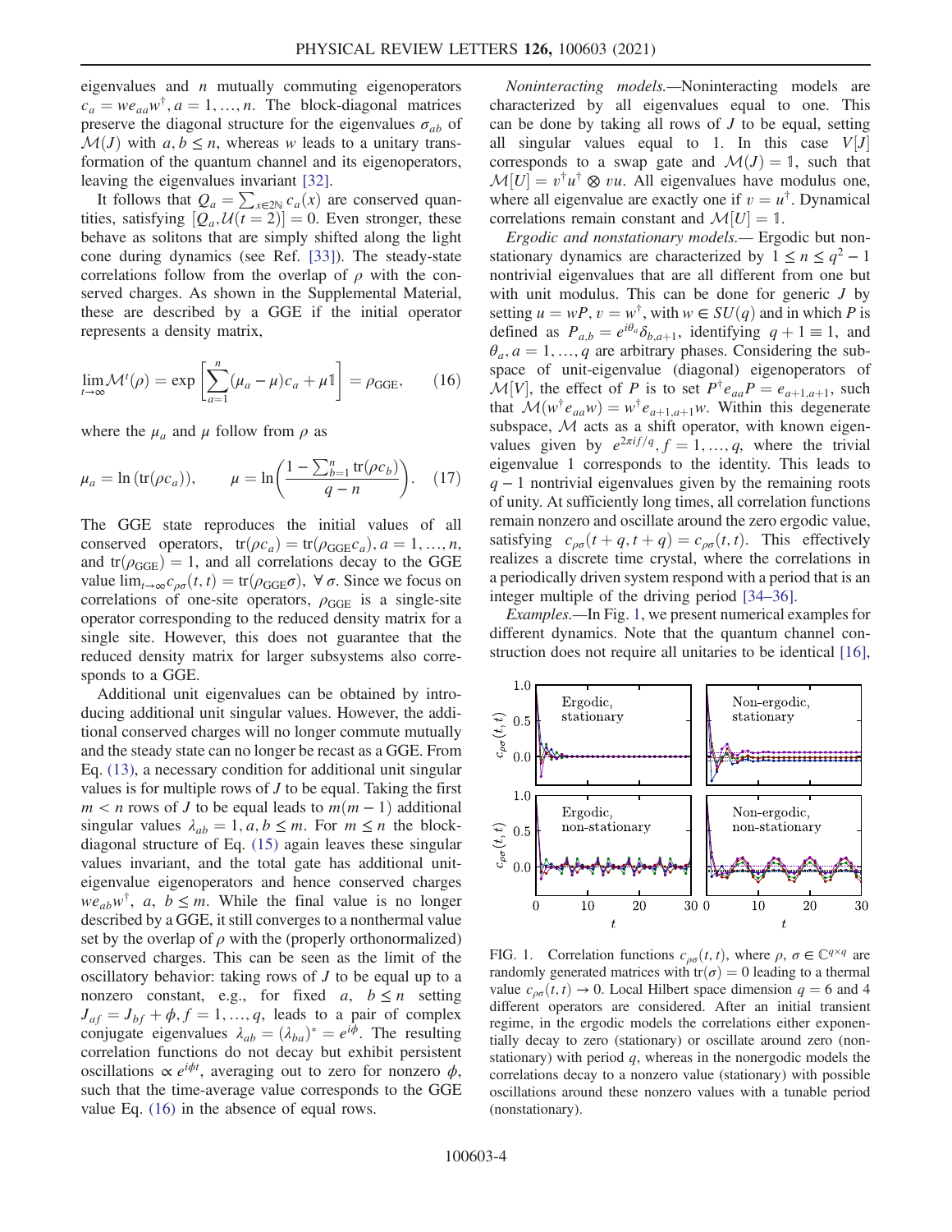eigenvalues and $n$ mutually commuting eigenoperators $c_a = we_{aa}w^\dagger, a = 1, \ldots, n$. The block-diagonal matrices preserve the diagonal structure for the eigenvalues $\sigma_{ab}$ of $\mathcal{M}(J)$ with $a, b \leq n$, whereas $w$ leads to a unitary transformation of the quantum channel and its eigenoperators, leaving the eigenvalues invariant [32].

It follows that $Q_a = \sum_{x \in 2\mathbb{N}} c_a(x)$ are conserved quantities, satisfying $[Q_a, \mathcal{U}(t=2)] = 0$. Even stronger, these behave as solitons that are simply shifted along the light cone during dynamics (see Ref. [33]). The steady-state correlations follow from the overlap of $\rho$ with the conserved charges. As shown in the Supplemental Material, these are described by a GGE if the initial operator represents a density matrix,

$$\lim_{t \to \infty} \mathcal{M}^t(\rho) = \exp\left[\sum_{a=1}^{n} (\mu_a - \mu) c_a + \mu \mathbb{1}\right] = \rho_{\text{GGE}}, \tag{16}$$

where the $\mu_a$ and $\mu$ follow from $\rho$ as

$$\mu_a = \ln\left(\text{tr}(\rho c_a)\right), \qquad \mu = \ln\left(\frac{1 - \sum_{b=1}^{n} \text{tr}(\rho c_b)}{q - n}\right). \tag{17}$$

The GGE state reproduces the initial values of all conserved operators, $\text{tr}(\rho c_a) = \text{tr}(\rho_{\text{GGE}} c_a), a = 1, \ldots, n$, and $\text{tr}(\rho_{\text{GGE}}) = 1$, and all correlations decay to the GGE value $\lim_{t \to \infty} c_{\rho\sigma}(t,t) = \text{tr}(\rho_{\text{GGE}} \sigma), \ \forall \sigma$. Since we focus on correlations of one-site operators, $\rho_{\text{GGE}}$ is a single-site operator corresponding to the reduced density matrix for a single site. However, this does not guarantee that the reduced density matrix for larger subsystems also corresponds to a GGE.

Additional unit eigenvalues can be obtained by introducing additional unit singular values. However, the additional conserved charges will no longer commute mutually and the steady state can no longer be recast as a GGE. From Eq. (13), a necessary condition for additional unit singular values is for multiple rows of $J$ to be equal. Taking the first $m < n$ rows of $J$ to be equal leads to $m(m-1)$ additional singular values $\lambda_{ab} = 1, a, b \leq m$. For $m \leq n$ the block-diagonal structure of Eq. (15) again leaves these singular values invariant, and the total gate has additional unit-eigenvalue eigenoperators and hence conserved charges $we_{ab}w^\dagger$, $a$, $b \leq m$. While the final value is no longer described by a GGE, it still converges to a nonthermal value set by the overlap of $\rho$ with the (properly orthonormalized) conserved charges. This can be seen as the limit of the oscillatory behavior: taking rows of $J$ to be equal up to a nonzero constant, e.g., for fixed $a$, $b \leq n$ setting $J_{af} = J_{bf} + \phi, f = 1, \ldots, q$, leads to a pair of complex conjugate eigenvalues $\lambda_{ab} = (\lambda_{ba})^* = e^{i\phi}$. The resulting correlation functions do not decay but exhibit persistent oscillations $\propto e^{i\phi t}$, averaging out to zero for nonzero $\phi$, such that the time-average value corresponds to the GGE value Eq. (16) in the absence of equal rows.

*Noninteracting models.*—Noninteracting models are characterized by all eigenvalues equal to one. This can be done by taking all rows of $J$ to be equal, setting all singular values equal to 1. In this case $V[J]$ corresponds to a swap gate and $\mathcal{M}(J) = \mathbb{1}$, such that $\mathcal{M}[U] = v^\dagger u^\dagger \otimes vu$. All eigenvalues have modulus one, where all eigenvalue are exactly one if $v = u^\dagger$. Dynamical correlations remain constant and $\mathcal{M}[U] = \mathbb{1}$.

*Ergodic and nonstationary models.*— Ergodic but nonstationary dynamics are characterized by $1 \leq n \leq q^2 - 1$ nontrivial eigenvalues that are all different from one but with unit modulus. This can be done for generic $J$ by setting $u = wP, v = w^\dagger$, with $w \in SU(q)$ and in which $P$ is defined as $P_{a,b} = e^{i\theta_a}\delta_{b,a+1}$, identifying $q + 1 \equiv 1$, and $\theta_a, a = 1, \ldots, q$ are arbitrary phases. Considering the subspace of unit-eigenvalue (diagonal) eigenoperators of $\mathcal{M}[V]$, the effect of $P$ is to set $P^\dagger e_{aa} P = e_{a+1,a+1}$, such that $\mathcal{M}(w^\dagger e_{aa} w) = w^\dagger e_{a+1,a+1} w$. Within this degenerate subspace, $\mathcal{M}$ acts as a shift operator, with known eigenvalues given by $e^{2\pi i f/q}, f = 1, \ldots, q$, where the trivial eigenvalue 1 corresponds to the identity. This leads to $q - 1$ nontrivial eigenvalues given by the remaining roots of unity. At sufficiently long times, all correlation functions remain nonzero and oscillate around the zero ergodic value, satisfying $c_{\rho\sigma}(t+q, t+q) = c_{\rho\sigma}(t,t)$. This effectively realizes a discrete time crystal, where the correlations in a periodically driven system respond with a period that is an integer multiple of the driving period [34–36].

*Examples.*—In Fig. 1, we present numerical examples for different dynamics. Note that the quantum channel construction does not require all unitaries to be identical [16],

FIG. 1. Correlation functions $c_{\rho\sigma}(t,t)$, where $\rho, \sigma \in \mathbb{C}^{q \times q}$ are randomly generated matrices with $\text{tr}(\sigma) = 0$ leading to a thermal value $c_{\rho\sigma}(t,t) \to 0$. Local Hilbert space dimension $q = 6$ and 4 different operators are considered. After an initial transient regime, in the ergodic models the correlations either exponentially decay to zero (stationary) or oscillate around zero (nonstationary) with period $q$, whereas in the nonergodic models the correlations decay to a nonzero value (stationary) with possible oscillations around these nonzero values with a tunable period (nonstationary).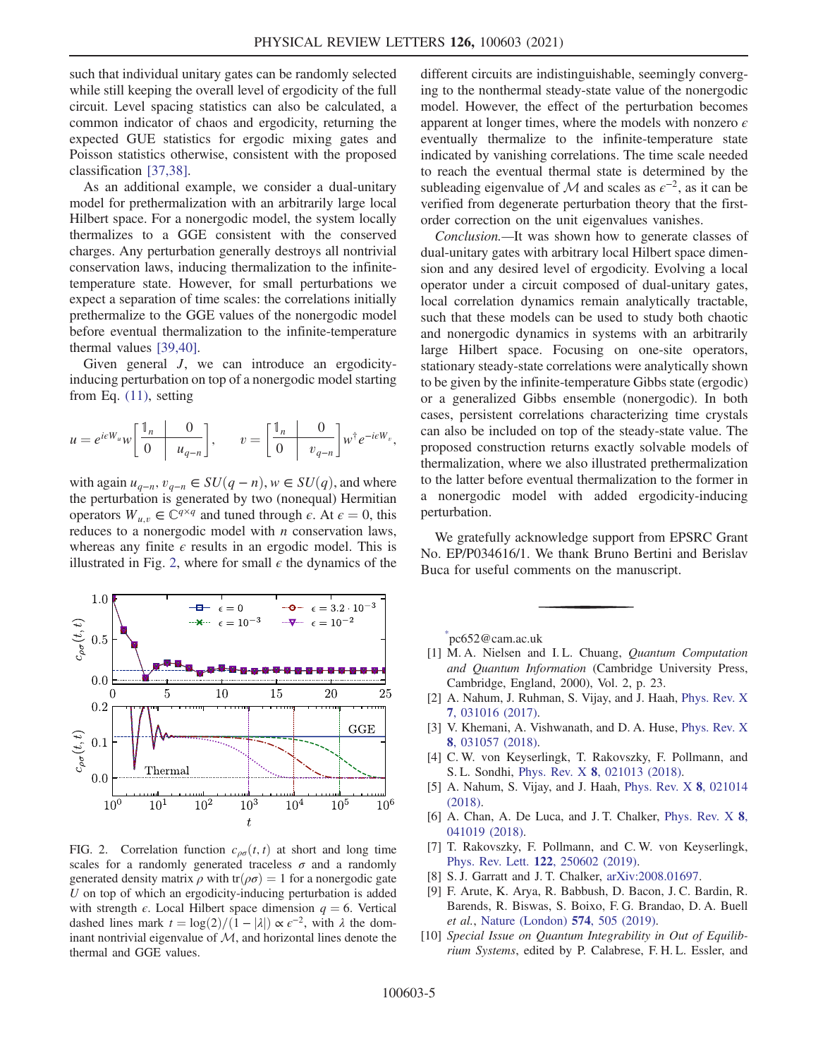such that individual unitary gates can be randomly selected while still keeping the overall level of ergodicity of the full circuit. Level spacing statistics can also be calculated, a common indicator of chaos and ergodicity, returning the expected GUE statistics for ergodic mixing gates and Poisson statistics otherwise, consistent with the proposed classification [37,38].

As an additional example, we consider a dual-unitary model for prethermalization with an arbitrarily large local Hilbert space. For a nonergodic model, the system locally thermalizes to a GGE consistent with the conserved charges. Any perturbation generally destroys all nontrivial conservation laws, inducing thermalization to the infinite-temperature state. However, for small perturbations we expect a separation of time scales: the correlations initially prethermalize to the GGE values of the nonergodic model before eventual thermalization to the infinite-temperature thermal values [39,40].

Given general $J$, we can introduce an ergodicity-inducing perturbation on top of a nonergodic model starting from Eq. (11), setting

$$u = e^{i\epsilon W_u} w \left[\begin{array}{c|c} \mathbb{1}_n & 0 \\ \hline 0 & u_{q-n} \end{array}\right], \qquad v = \left[\begin{array}{c|c} \mathbb{1}_n & 0 \\ \hline 0 & v_{q-n} \end{array}\right] w^\dagger e^{-i\epsilon W_v},$$

with again $u_{q-n}, v_{q-n} \in SU(q-n)$, $w \in SU(q)$, and where the perturbation is generated by two (nonequal) Hermitian operators $W_{u,v} \in \mathbb{C}^{q\times q}$ and tuned through $\epsilon$. At $\epsilon = 0$, this reduces to a nonergodic model with $n$ conservation laws, whereas any finite $\epsilon$ results in an ergodic model. This is illustrated in Fig. 2, where for small $\epsilon$ the dynamics of the different circuits are indistinguishable, seemingly converging to the nonthermal steady-state value of the nonergodic model. However, the effect of the perturbation becomes apparent at longer times, where the models with nonzero $\epsilon$ eventually thermalize to the infinite-temperature state indicated by vanishing correlations. The time scale needed to reach the eventual thermal state is determined by the subleading eigenvalue of $\mathcal{M}$ and scales as $\epsilon^{-2}$, as it can be verified from degenerate perturbation theory that the first-order correction on the unit eigenvalues vanishes.

FIG. 2. Correlation function $c_{\rho\sigma}(t,t)$ at short and long time scales for a randomly generated traceless $\sigma$ and a randomly generated density matrix $\rho$ with $\mathrm{tr}(\rho\sigma) = 1$ for a nonergodic gate $U$ on top of which an ergodicity-inducing perturbation is added with strength $\epsilon$. Local Hilbert space dimension $q = 6$. Vertical dashed lines mark $t = \log(2)/(1-|\lambda|) \propto \epsilon^{-2}$, with $\lambda$ the dominant nontrivial eigenvalue of $\mathcal{M}$, and horizontal lines denote the thermal and GGE values.

*Conclusion.*—It was shown how to generate classes of dual-unitary gates with arbitrary local Hilbert space dimension and any desired level of ergodicity. Evolving a local operator under a circuit composed of dual-unitary gates, local correlation dynamics remain analytically tractable, such that these models can be used to study both chaotic and nonergodic dynamics in systems with an arbitrarily large Hilbert space. Focusing on one-site operators, stationary steady-state correlations were analytically shown to be given by the infinite-temperature Gibbs state (ergodic) or a generalized Gibbs ensemble (nonergodic). In both cases, persistent correlations characterizing time crystals can also be included on top of the steady-state value. The proposed construction returns exactly solvable models of thermalization, where we also illustrated prethermalization to the latter before eventual thermalization to the former in a nonergodic model with added ergodicity-inducing perturbation.

We gratefully acknowledge support from EPSRC Grant No. EP/P034616/1. We thank Bruno Bertini and Berislav Buca for useful comments on the manuscript.

*pc652@cam.ac.uk

[1] M. A. Nielsen and I. L. Chuang, *Quantum Computation and Quantum Information* (Cambridge University Press, Cambridge, England, 2000), Vol. 2, p. 23.

[2] A. Nahum, J. Ruhman, S. Vijay, and J. Haah, Phys. Rev. X **7**, 031016 (2017).

[3] V. Khemani, A. Vishwanath, and D. A. Huse, Phys. Rev. X **8**, 031057 (2018).

[4] C. W. von Keyserlingk, T. Rakovszky, F. Pollmann, and S. L. Sondhi, Phys. Rev. X **8**, 021013 (2018).

[5] A. Nahum, S. Vijay, and J. Haah, Phys. Rev. X **8**, 021014 (2018).

[6] A. Chan, A. De Luca, and J. T. Chalker, Phys. Rev. X **8**, 041019 (2018).

[7] T. Rakovszky, F. Pollmann, and C. W. von Keyserlingk, Phys. Rev. Lett. **122**, 250602 (2019).

[8] S. J. Garratt and J. T. Chalker, arXiv:2008.01697.

[9] F. Arute, K. Arya, R. Babbush, D. Bacon, J. C. Bardin, R. Barends, R. Biswas, S. Boixo, F. G. Brandao, D. A. Buell *et al.*, Nature (London) **574**, 505 (2019).

[10] *Special Issue on Quantum Integrability in Out of Equilibrium Systems*, edited by P. Calabrese, F. H. L. Essler, and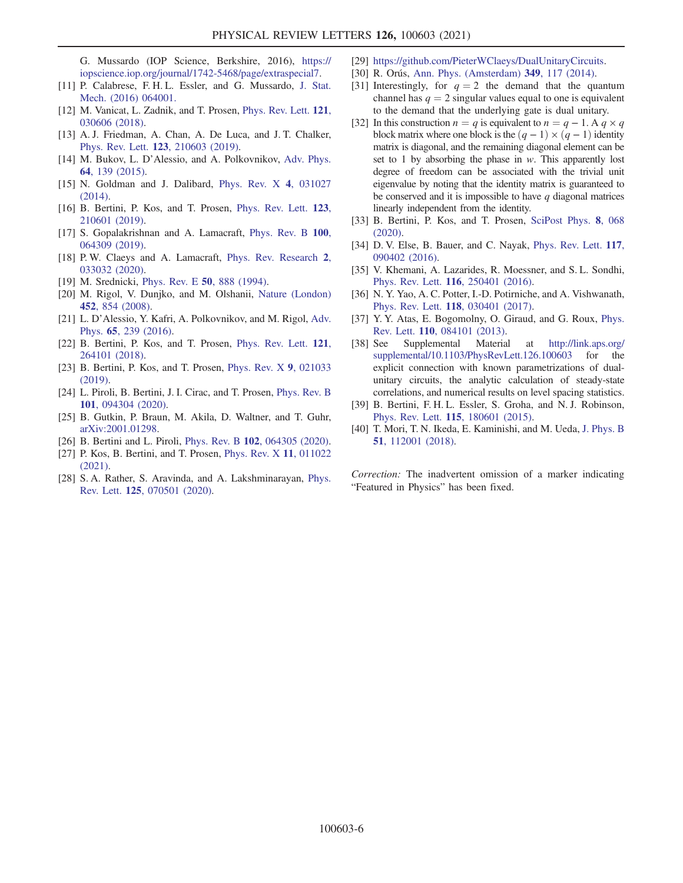G. Mussardo (IOP Science, Berkshire, 2016), https://iopscience.iop.org/journal/1742-5468/page/extraspecial7.

[11] P. Calabrese, F. H. L. Essler, and G. Mussardo, J. Stat. Mech. (2016) 064001.

[12] M. Vanicat, L. Zadnik, and T. Prosen, Phys. Rev. Lett. **121**, 030606 (2018).

[13] A. J. Friedman, A. Chan, A. De Luca, and J. T. Chalker, Phys. Rev. Lett. **123**, 210603 (2019).

[14] M. Bukov, L. D'Alessio, and A. Polkovnikov, Adv. Phys. **64**, 139 (2015).

[15] N. Goldman and J. Dalibard, Phys. Rev. X **4**, 031027 (2014).

[16] B. Bertini, P. Kos, and T. Prosen, Phys. Rev. Lett. **123**, 210601 (2019).

[17] S. Gopalakrishnan and A. Lamacraft, Phys. Rev. B **100**, 064309 (2019).

[18] P. W. Claeys and A. Lamacraft, Phys. Rev. Research **2**, 033032 (2020).

[19] M. Srednicki, Phys. Rev. E **50**, 888 (1994).

[20] M. Rigol, V. Dunjko, and M. Olshanii, Nature (London) **452**, 854 (2008).

[21] L. D'Alessio, Y. Kafri, A. Polkovnikov, and M. Rigol, Adv. Phys. **65**, 239 (2016).

[22] B. Bertini, P. Kos, and T. Prosen, Phys. Rev. Lett. **121**, 264101 (2018).

[23] B. Bertini, P. Kos, and T. Prosen, Phys. Rev. X **9**, 021033 (2019).

[24] L. Piroli, B. Bertini, J. I. Cirac, and T. Prosen, Phys. Rev. B **101**, 094304 (2020).

[25] B. Gutkin, P. Braun, M. Akila, D. Waltner, and T. Guhr, arXiv:2001.01298.

[26] B. Bertini and L. Piroli, Phys. Rev. B **102**, 064305 (2020).

[27] P. Kos, B. Bertini, and T. Prosen, Phys. Rev. X **11**, 011022 (2021).

[28] S. A. Rather, S. Aravinda, and A. Lakshminarayan, Phys. Rev. Lett. **125**, 070501 (2020).

[29] https://github.com/PieterWClaeys/DualUnitaryCircuits.

[30] R. Orús, Ann. Phys. (Amsterdam) **349**, 117 (2014).

[31] Interestingly, for $q = 2$ the demand that the quantum channel has $q = 2$ singular values equal to one is equivalent to the demand that the underlying gate is dual unitary.

[32] In this construction $n = q$ is equivalent to $n = q - 1$. A $q \times q$ block matrix where one block is the $(q-1) \times (q-1)$ identity matrix is diagonal, and the remaining diagonal element can be set to 1 by absorbing the phase in $w$. This apparently lost degree of freedom can be associated with the trivial unit eigenvalue by noting that the identity matrix is guaranteed to be conserved and it is impossible to have $q$ diagonal matrices linearly independent from the identity.

[33] B. Bertini, P. Kos, and T. Prosen, SciPost Phys. **8**, 068 (2020).

[34] D. V. Else, B. Bauer, and C. Nayak, Phys. Rev. Lett. **117**, 090402 (2016).

[35] V. Khemani, A. Lazarides, R. Moessner, and S. L. Sondhi, Phys. Rev. Lett. **116**, 250401 (2016).

[36] N. Y. Yao, A. C. Potter, I.-D. Potirniche, and A. Vishwanath, Phys. Rev. Lett. **118**, 030401 (2017).

[37] Y. Y. Atas, E. Bogomolny, O. Giraud, and G. Roux, Phys. Rev. Lett. **110**, 084101 (2013).

[38] See Supplemental Material at http://link.aps.org/supplemental/10.1103/PhysRevLett.126.100603 for the explicit connection with known parametrizations of dual-unitary circuits, the analytic calculation of steady-state correlations, and numerical results on level spacing statistics.

[39] B. Bertini, F. H. L. Essler, S. Groha, and N. J. Robinson, Phys. Rev. Lett. **115**, 180601 (2015).

[40] T. Mori, T. N. Ikeda, E. Kaminishi, and M. Ueda, J. Phys. B **51**, 112001 (2018).

*Correction:* The inadvertent omission of a marker indicating "Featured in Physics" has been fixed.